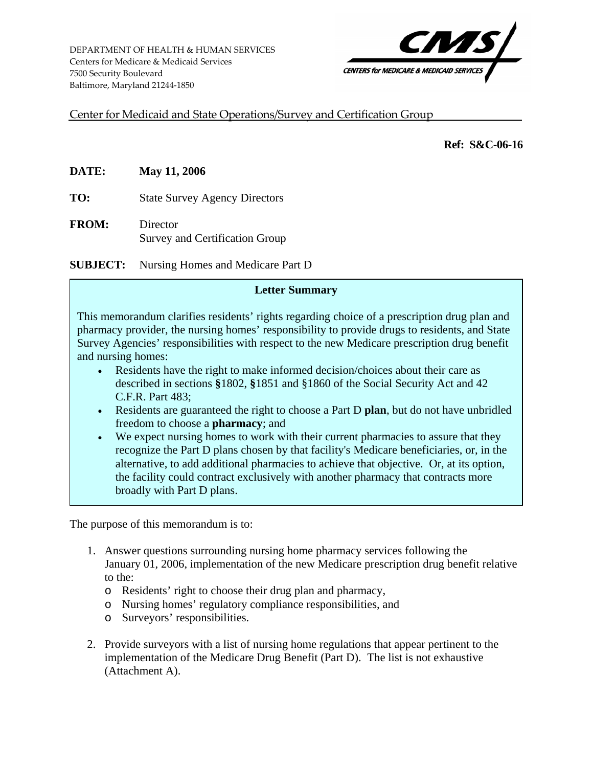DEPARTMENT OF HEALTH & HUMAN SERVICES
Centers for Medicare & Medicaid Services
7500 Security Boulevard
Baltimore, Maryland 21244-1850

CMS
CENTERS for MEDICARE & MEDICAID SERVICES

Center for Medicaid and State Operations/Survey and Certification Group

**Ref: S&C-06-16**

**DATE:** **May 11, 2006**

**TO:** State Survey Agency Directors

**FROM:** Director
Survey and Certification Group

**SUBJECT:** Nursing Homes and Medicare Part D

**Letter Summary**

This memorandum clarifies residents' rights regarding choice of a prescription drug plan and pharmacy provider, the nursing homes' responsibility to provide drugs to residents, and State Survey Agencies' responsibilities with respect to the new Medicare prescription drug benefit and nursing homes:

- Residents have the right to make informed decision/choices about their care as described in sections **§**1802, **§**1851 and §1860 of the Social Security Act and 42 C.F.R. Part 483;
- Residents are guaranteed the right to choose a Part D **plan**, but do not have unbridled freedom to choose a **pharmacy**; and
- We expect nursing homes to work with their current pharmacies to assure that they recognize the Part D plans chosen by that facility's Medicare beneficiaries, or, in the alternative, to add additional pharmacies to achieve that objective. Or, at its option, the facility could contract exclusively with another pharmacy that contracts more broadly with Part D plans.

The purpose of this memorandum is to:

1. Answer questions surrounding nursing home pharmacy services following the January 01, 2006, implementation of the new Medicare prescription drug benefit relative to the:
   - Residents' right to choose their drug plan and pharmacy,
   - Nursing homes' regulatory compliance responsibilities, and
   - Surveyors' responsibilities.

2. Provide surveyors with a list of nursing home regulations that appear pertinent to the implementation of the Medicare Drug Benefit (Part D). The list is not exhaustive (Attachment A).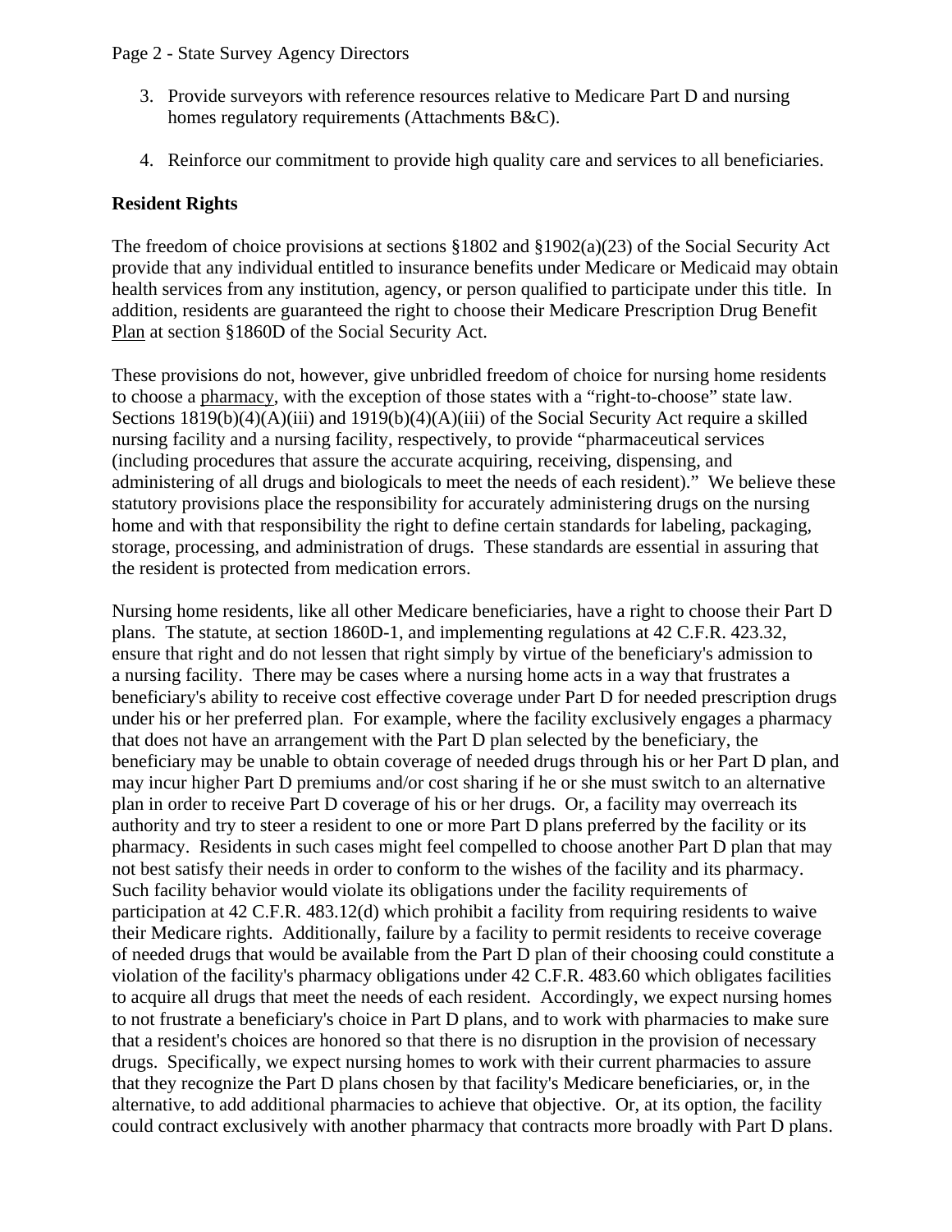3. Provide surveyors with reference resources relative to Medicare Part D and nursing homes regulatory requirements (Attachments B&C).

4. Reinforce our commitment to provide high quality care and services to all beneficiaries.

**Resident Rights**

The freedom of choice provisions at sections §1802 and §1902(a)(23) of the Social Security Act provide that any individual entitled to insurance benefits under Medicare or Medicaid may obtain health services from any institution, agency, or person qualified to participate under this title. In addition, residents are guaranteed the right to choose their Medicare Prescription Drug Benefit Plan at section §1860D of the Social Security Act.

These provisions do not, however, give unbridled freedom of choice for nursing home residents to choose a pharmacy, with the exception of those states with a "right-to-choose" state law. Sections 1819(b)(4)(A)(iii) and 1919(b)(4)(A)(iii) of the Social Security Act require a skilled nursing facility and a nursing facility, respectively, to provide "pharmaceutical services (including procedures that assure the accurate acquiring, receiving, dispensing, and administering of all drugs and biologicals to meet the needs of each resident)." We believe these statutory provisions place the responsibility for accurately administering drugs on the nursing home and with that responsibility the right to define certain standards for labeling, packaging, storage, processing, and administration of drugs. These standards are essential in assuring that the resident is protected from medication errors.

Nursing home residents, like all other Medicare beneficiaries, have a right to choose their Part D plans. The statute, at section 1860D-1, and implementing regulations at 42 C.F.R. 423.32, ensure that right and do not lessen that right simply by virtue of the beneficiary's admission to a nursing facility. There may be cases where a nursing home acts in a way that frustrates a beneficiary's ability to receive cost effective coverage under Part D for needed prescription drugs under his or her preferred plan. For example, where the facility exclusively engages a pharmacy that does not have an arrangement with the Part D plan selected by the beneficiary, the beneficiary may be unable to obtain coverage of needed drugs through his or her Part D plan, and may incur higher Part D premiums and/or cost sharing if he or she must switch to an alternative plan in order to receive Part D coverage of his or her drugs. Or, a facility may overreach its authority and try to steer a resident to one or more Part D plans preferred by the facility or its pharmacy. Residents in such cases might feel compelled to choose another Part D plan that may not best satisfy their needs in order to conform to the wishes of the facility and its pharmacy. Such facility behavior would violate its obligations under the facility requirements of participation at 42 C.F.R. 483.12(d) which prohibit a facility from requiring residents to waive their Medicare rights. Additionally, failure by a facility to permit residents to receive coverage of needed drugs that would be available from the Part D plan of their choosing could constitute a violation of the facility's pharmacy obligations under 42 C.F.R. 483.60 which obligates facilities to acquire all drugs that meet the needs of each resident. Accordingly, we expect nursing homes to not frustrate a beneficiary's choice in Part D plans, and to work with pharmacies to make sure that a resident's choices are honored so that there is no disruption in the provision of necessary drugs. Specifically, we expect nursing homes to work with their current pharmacies to assure that they recognize the Part D plans chosen by that facility's Medicare beneficiaries, or, in the alternative, to add additional pharmacies to achieve that objective. Or, at its option, the facility could contract exclusively with another pharmacy that contracts more broadly with Part D plans.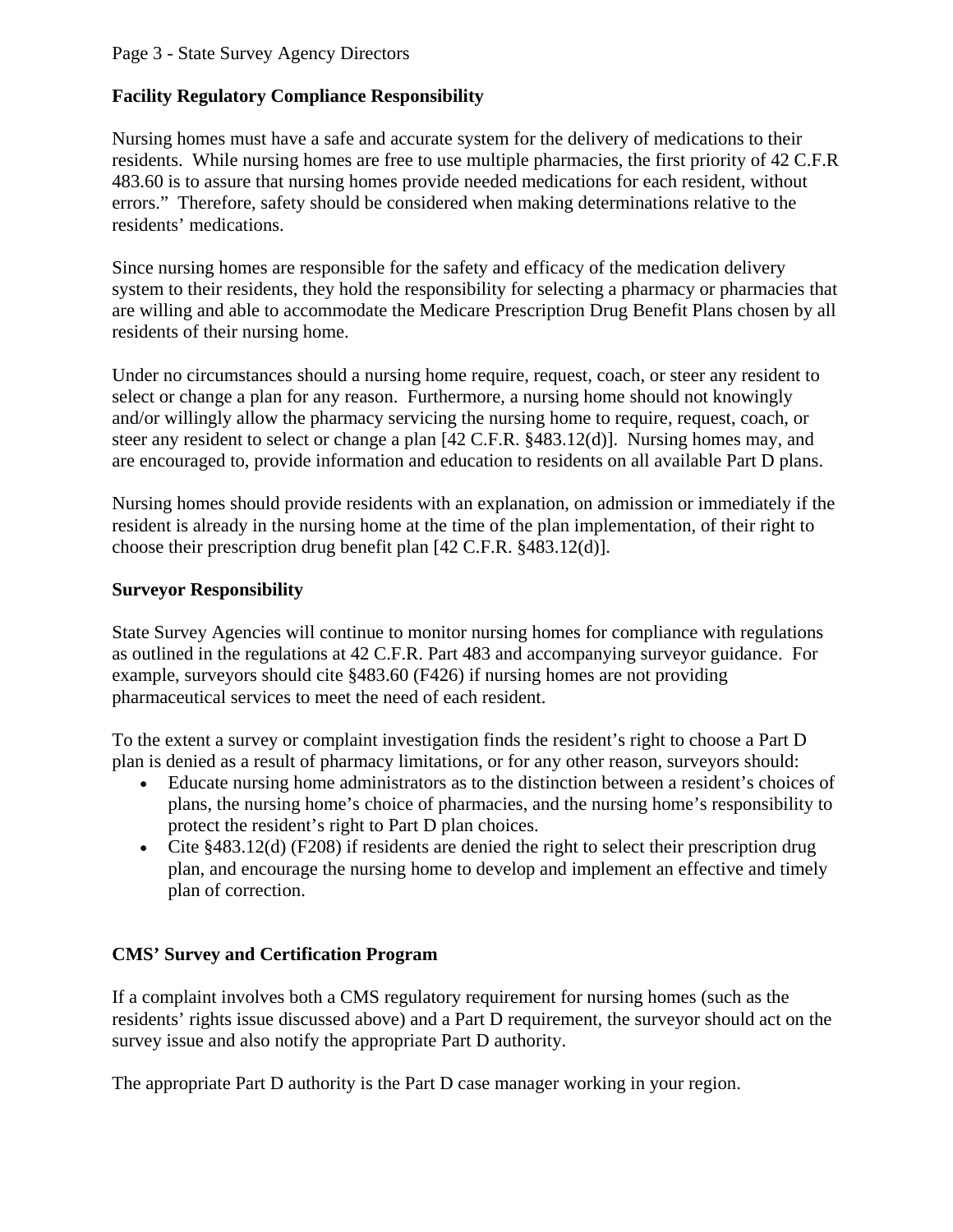## Facility Regulatory Compliance Responsibility

Nursing homes must have a safe and accurate system for the delivery of medications to their residents. While nursing homes are free to use multiple pharmacies, the first priority of 42 C.F.R 483.60 is to assure that nursing homes provide needed medications for each resident, without errors." Therefore, safety should be considered when making determinations relative to the residents' medications.

Since nursing homes are responsible for the safety and efficacy of the medication delivery system to their residents, they hold the responsibility for selecting a pharmacy or pharmacies that are willing and able to accommodate the Medicare Prescription Drug Benefit Plans chosen by all residents of their nursing home.

Under no circumstances should a nursing home require, request, coach, or steer any resident to select or change a plan for any reason. Furthermore, a nursing home should not knowingly and/or willingly allow the pharmacy servicing the nursing home to require, request, coach, or steer any resident to select or change a plan [42 C.F.R. §483.12(d)]. Nursing homes may, and are encouraged to, provide information and education to residents on all available Part D plans.

Nursing homes should provide residents with an explanation, on admission or immediately if the resident is already in the nursing home at the time of the plan implementation, of their right to choose their prescription drug benefit plan [42 C.F.R. §483.12(d)].

## Surveyor Responsibility

State Survey Agencies will continue to monitor nursing homes for compliance with regulations as outlined in the regulations at 42 C.F.R. Part 483 and accompanying surveyor guidance. For example, surveyors should cite §483.60 (F426) if nursing homes are not providing pharmaceutical services to meet the need of each resident.

To the extent a survey or complaint investigation finds the resident's right to choose a Part D plan is denied as a result of pharmacy limitations, or for any other reason, surveyors should:

- Educate nursing home administrators as to the distinction between a resident's choices of plans, the nursing home's choice of pharmacies, and the nursing home's responsibility to protect the resident's right to Part D plan choices.
- Cite §483.12(d) (F208) if residents are denied the right to select their prescription drug plan, and encourage the nursing home to develop and implement an effective and timely plan of correction.

## CMS' Survey and Certification Program

If a complaint involves both a CMS regulatory requirement for nursing homes (such as the residents' rights issue discussed above) and a Part D requirement, the surveyor should act on the survey issue and also notify the appropriate Part D authority.

The appropriate Part D authority is the Part D case manager working in your region.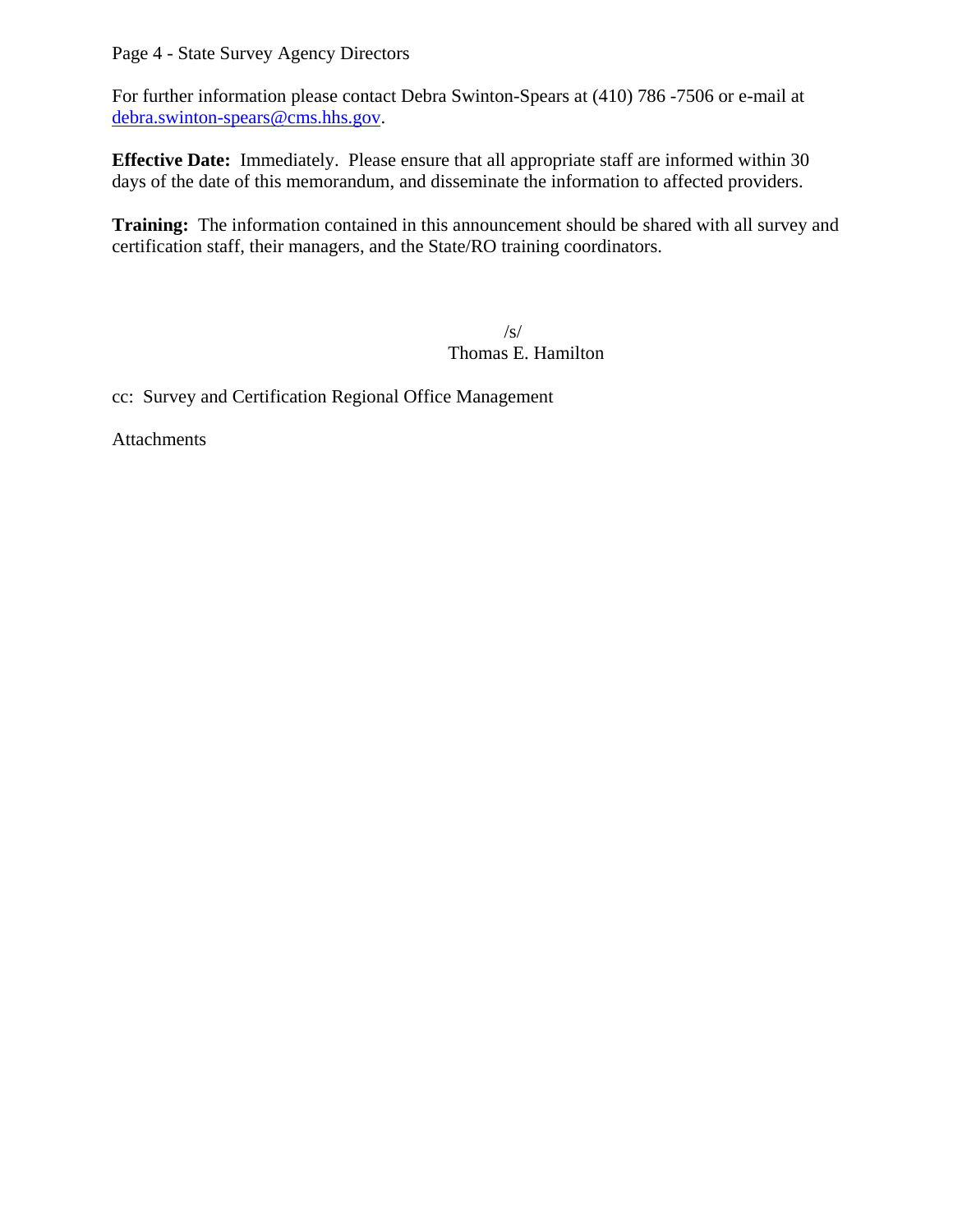For further information please contact Debra Swinton-Spears at (410) 786 -7506 or e-mail at debra.swinton-spears@cms.hhs.gov.

**Effective Date:** Immediately. Please ensure that all appropriate staff are informed within 30 days of the date of this memorandum, and disseminate the information to affected providers.

**Training:** The information contained in this announcement should be shared with all survey and certification staff, their managers, and the State/RO training coordinators.

/s/
Thomas E. Hamilton

cc: Survey and Certification Regional Office Management

Attachments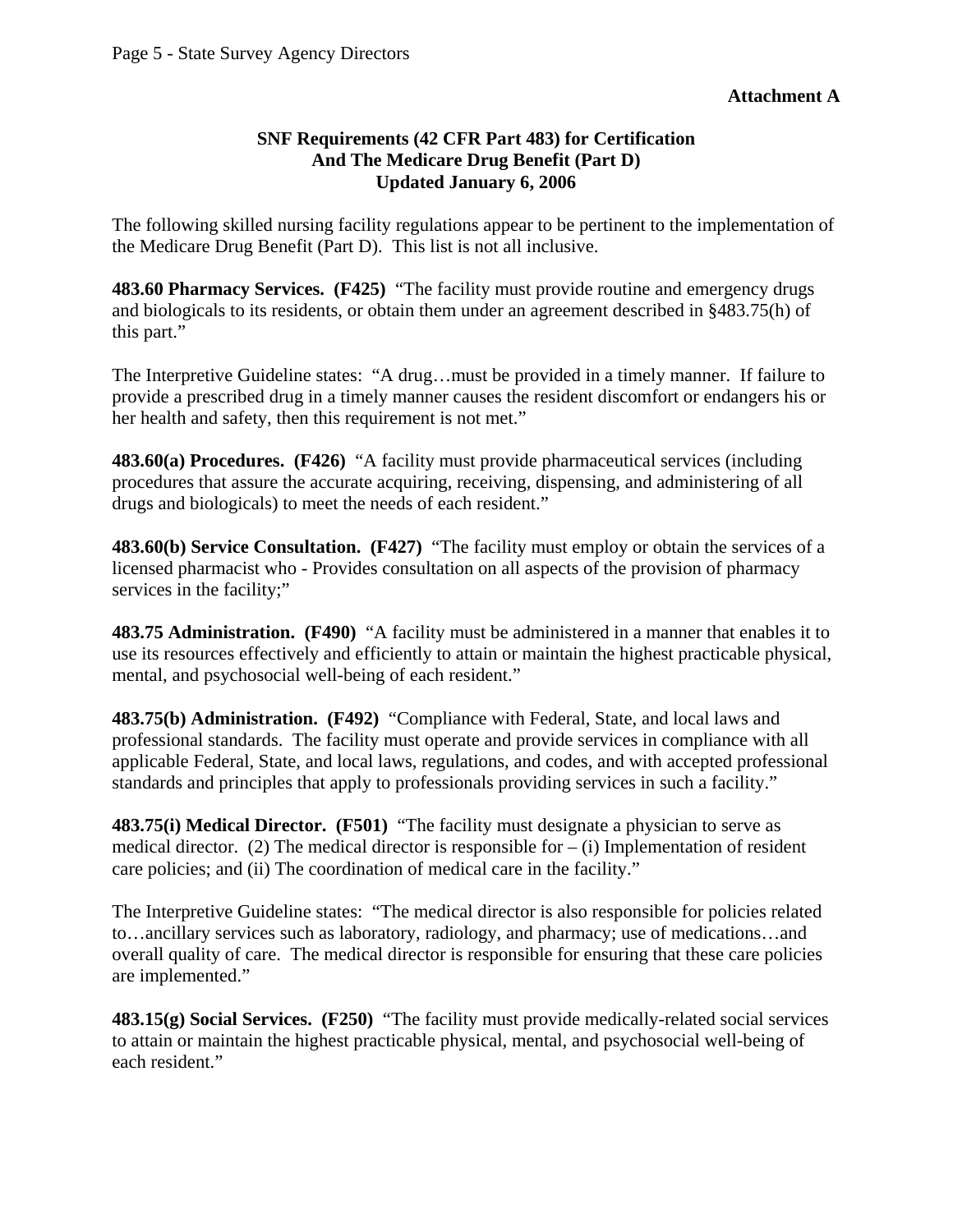**Attachment A**

## SNF Requirements (42 CFR Part 483) for Certification And The Medicare Drug Benefit (Part D) Updated January 6, 2006

The following skilled nursing facility regulations appear to be pertinent to the implementation of the Medicare Drug Benefit (Part D). This list is not all inclusive.

**483.60 Pharmacy Services. (F425)** "The facility must provide routine and emergency drugs and biologicals to its residents, or obtain them under an agreement described in §483.75(h) of this part."

The Interpretive Guideline states: "A drug…must be provided in a timely manner. If failure to provide a prescribed drug in a timely manner causes the resident discomfort or endangers his or her health and safety, then this requirement is not met."

**483.60(a) Procedures. (F426)** "A facility must provide pharmaceutical services (including procedures that assure the accurate acquiring, receiving, dispensing, and administering of all drugs and biologicals) to meet the needs of each resident."

**483.60(b) Service Consultation. (F427)** "The facility must employ or obtain the services of a licensed pharmacist who - Provides consultation on all aspects of the provision of pharmacy services in the facility;"

**483.75 Administration. (F490)** "A facility must be administered in a manner that enables it to use its resources effectively and efficiently to attain or maintain the highest practicable physical, mental, and psychosocial well-being of each resident."

**483.75(b) Administration. (F492)** "Compliance with Federal, State, and local laws and professional standards. The facility must operate and provide services in compliance with all applicable Federal, State, and local laws, regulations, and codes, and with accepted professional standards and principles that apply to professionals providing services in such a facility."

**483.75(i) Medical Director. (F501)** "The facility must designate a physician to serve as medical director. (2) The medical director is responsible for – (i) Implementation of resident care policies; and (ii) The coordination of medical care in the facility."

The Interpretive Guideline states: "The medical director is also responsible for policies related to…ancillary services such as laboratory, radiology, and pharmacy; use of medications…and overall quality of care. The medical director is responsible for ensuring that these care policies are implemented."

**483.15(g) Social Services. (F250)** "The facility must provide medically-related social services to attain or maintain the highest practicable physical, mental, and psychosocial well-being of each resident."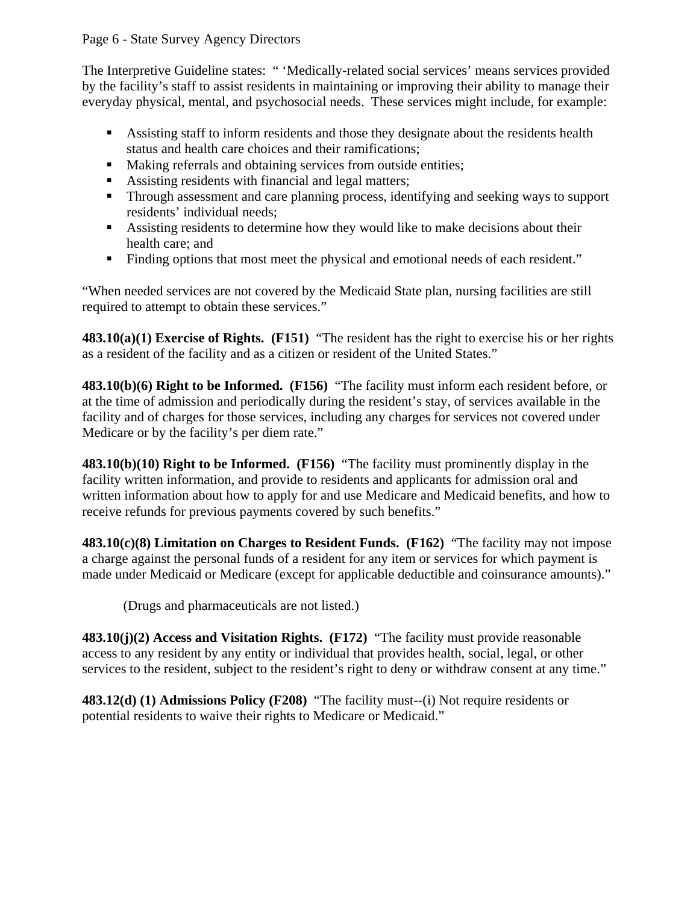The Interpretive Guideline states: " 'Medically-related social services' means services provided by the facility's staff to assist residents in maintaining or improving their ability to manage their everyday physical, mental, and psychosocial needs. These services might include, for example:

- Assisting staff to inform residents and those they designate about the residents health status and health care choices and their ramifications;
- Making referrals and obtaining services from outside entities;
- Assisting residents with financial and legal matters;
- Through assessment and care planning process, identifying and seeking ways to support residents' individual needs;
- Assisting residents to determine how they would like to make decisions about their health care; and
- Finding options that most meet the physical and emotional needs of each resident."

"When needed services are not covered by the Medicaid State plan, nursing facilities are still required to attempt to obtain these services."

**483.10(a)(1) Exercise of Rights. (F151)** "The resident has the right to exercise his or her rights as a resident of the facility and as a citizen or resident of the United States."

**483.10(b)(6) Right to be Informed. (F156)** "The facility must inform each resident before, or at the time of admission and periodically during the resident's stay, of services available in the facility and of charges for those services, including any charges for services not covered under Medicare or by the facility's per diem rate."

**483.10(b)(10) Right to be Informed. (F156)** "The facility must prominently display in the facility written information, and provide to residents and applicants for admission oral and written information about how to apply for and use Medicare and Medicaid benefits, and how to receive refunds for previous payments covered by such benefits."

**483.10(c)(8) Limitation on Charges to Resident Funds. (F162)** "The facility may not impose a charge against the personal funds of a resident for any item or services for which payment is made under Medicaid or Medicare (except for applicable deductible and coinsurance amounts)."

(Drugs and pharmaceuticals are not listed.)

**483.10(j)(2) Access and Visitation Rights. (F172)** "The facility must provide reasonable access to any resident by any entity or individual that provides health, social, legal, or other services to the resident, subject to the resident's right to deny or withdraw consent at any time."

**483.12(d) (1) Admissions Policy (F208)** "The facility must--(i) Not require residents or potential residents to waive their rights to Medicare or Medicaid."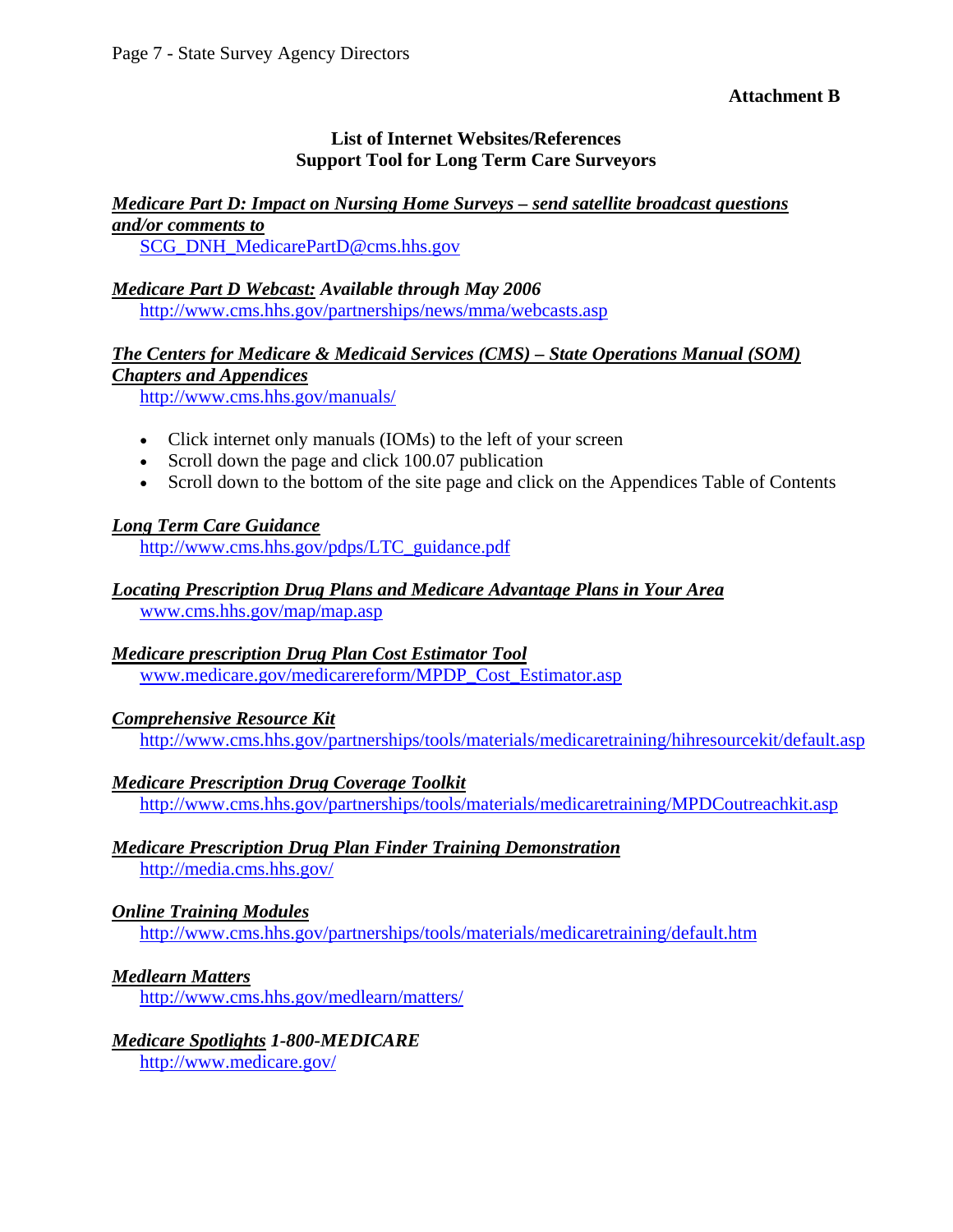**Attachment B**

**List of Internet Websites/References**
**Support Tool for Long Term Care Surveyors**

***Medicare Part D: Impact on Nursing Home Surveys – send satellite broadcast questions and/or comments to***
SCG_DNH_MedicarePartD@cms.hhs.gov

***Medicare Part D Webcast:* *Available through May 2006***
http://www.cms.hhs.gov/partnerships/news/mma/webcasts.asp

***The Centers for Medicare & Medicaid Services (CMS) – State Operations Manual (SOM) Chapters and Appendices***
http://www.cms.hhs.gov/manuals/

- Click internet only manuals (IOMs) to the left of your screen
- Scroll down the page and click 100.07 publication
- Scroll down to the bottom of the site page and click on the Appendices Table of Contents

***Long Term Care Guidance***
http://www.cms.hhs.gov/pdps/LTC_guidance.pdf

***Locating Prescription Drug Plans and Medicare Advantage Plans in Your Area***
www.cms.hhs.gov/map/map.asp

***Medicare prescription Drug Plan Cost Estimator Tool***
www.medicare.gov/medicarereform/MPDP_Cost_Estimator.asp

***Comprehensive Resource Kit***
http://www.cms.hhs.gov/partnerships/tools/materials/medicaretraining/hihresourcekit/default.asp

***Medicare Prescription Drug Coverage Toolkit***
http://www.cms.hhs.gov/partnerships/tools/materials/medicaretraining/MPDCoutreachkit.asp

***Medicare Prescription Drug Plan Finder Training Demonstration***
http://media.cms.hhs.gov/

***Online Training Modules***
http://www.cms.hhs.gov/partnerships/tools/materials/medicaretraining/default.htm

***Medlearn Matters***
http://www.cms.hhs.gov/medlearn/matters/

***Medicare Spotlights* *1-800-MEDICARE***
http://www.medicare.gov/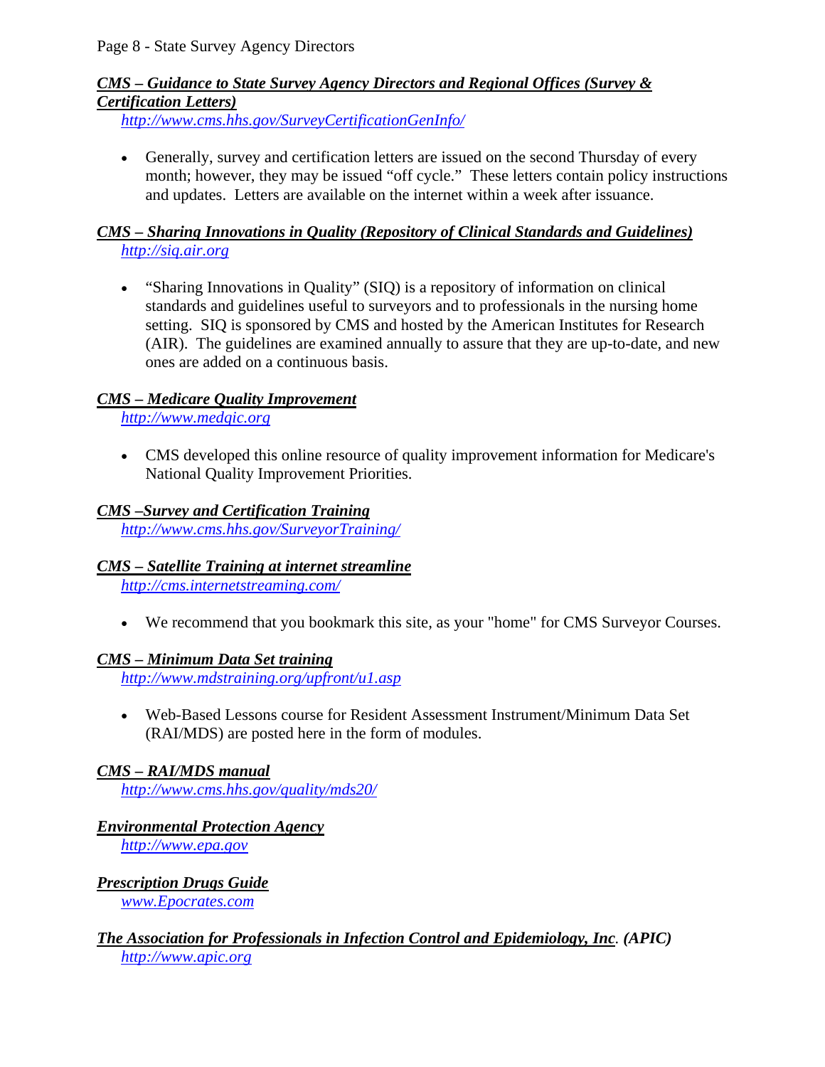***CMS – Guidance to State Survey Agency Directors and Regional Offices (Survey & Certification Letters)***

*http://www.cms.hhs.gov/SurveyCertificationGenInfo/*

- Generally, survey and certification letters are issued on the second Thursday of every month; however, they may be issued "off cycle." These letters contain policy instructions and updates. Letters are available on the internet within a week after issuance.

***CMS – Sharing Innovations in Quality (Repository of Clinical Standards and Guidelines)***

*http://siq.air.org*

- "Sharing Innovations in Quality" (SIQ) is a repository of information on clinical standards and guidelines useful to surveyors and to professionals in the nursing home setting. SIQ is sponsored by CMS and hosted by the American Institutes for Research (AIR). The guidelines are examined annually to assure that they are up-to-date, and new ones are added on a continuous basis.

***CMS – Medicare Quality Improvement***

*http://www.medqic.org*

- CMS developed this online resource of quality improvement information for Medicare's National Quality Improvement Priorities.

***CMS –Survey and Certification Training***

*http://www.cms.hhs.gov/SurveyorTraining/*

***CMS – Satellite Training at internet streamline***

*http://cms.internetstreaming.com/*

- We recommend that you bookmark this site, as your "home" for CMS Surveyor Courses.

***CMS – Minimum Data Set training***

*http://www.mdstraining.org/upfront/u1.asp*

- Web-Based Lessons course for Resident Assessment Instrument/Minimum Data Set (RAI/MDS) are posted here in the form of modules.

***CMS – RAI/MDS manual***

*http://www.cms.hhs.gov/quality/mds20/*

***Environmental Protection Agency***

*http://www.epa.gov*

***Prescription Drugs Guide***

*www.Epocrates.com*

***The Association for Professionals in Infection Control and Epidemiology, Inc. (APIC)***

*http://www.apic.org*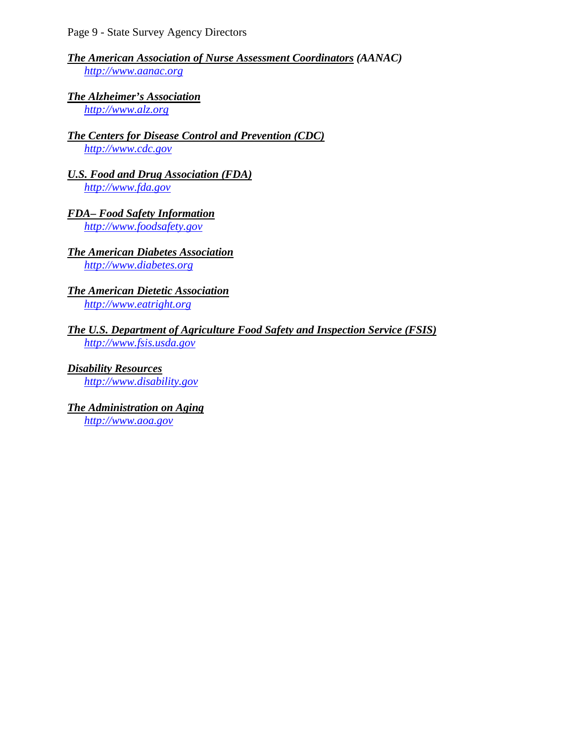***The American Association of Nurse Assessment Coordinators* (AANAC)**
*http://www.aanac.org*

***The Alzheimer's Association***
*http://www.alz.org*

***The Centers for Disease Control and Prevention (CDC)***
*http://www.cdc.gov*

***U.S. Food and Drug Association (FDA)***
*http://www.fda.gov*

***FDA– Food Safety Information***
*http://www.foodsafety.gov*

***The American Diabetes Association***
*http://www.diabetes.org*

***The American Dietetic Association***
*http://www.eatright.org*

***The U.S. Department of Agriculture Food Safety and Inspection Service (FSIS)***
*http://www.fsis.usda.gov*

***Disability Resources***
*http://www.disability.gov*

***The Administration on Aging***
*http://www.aoa.gov*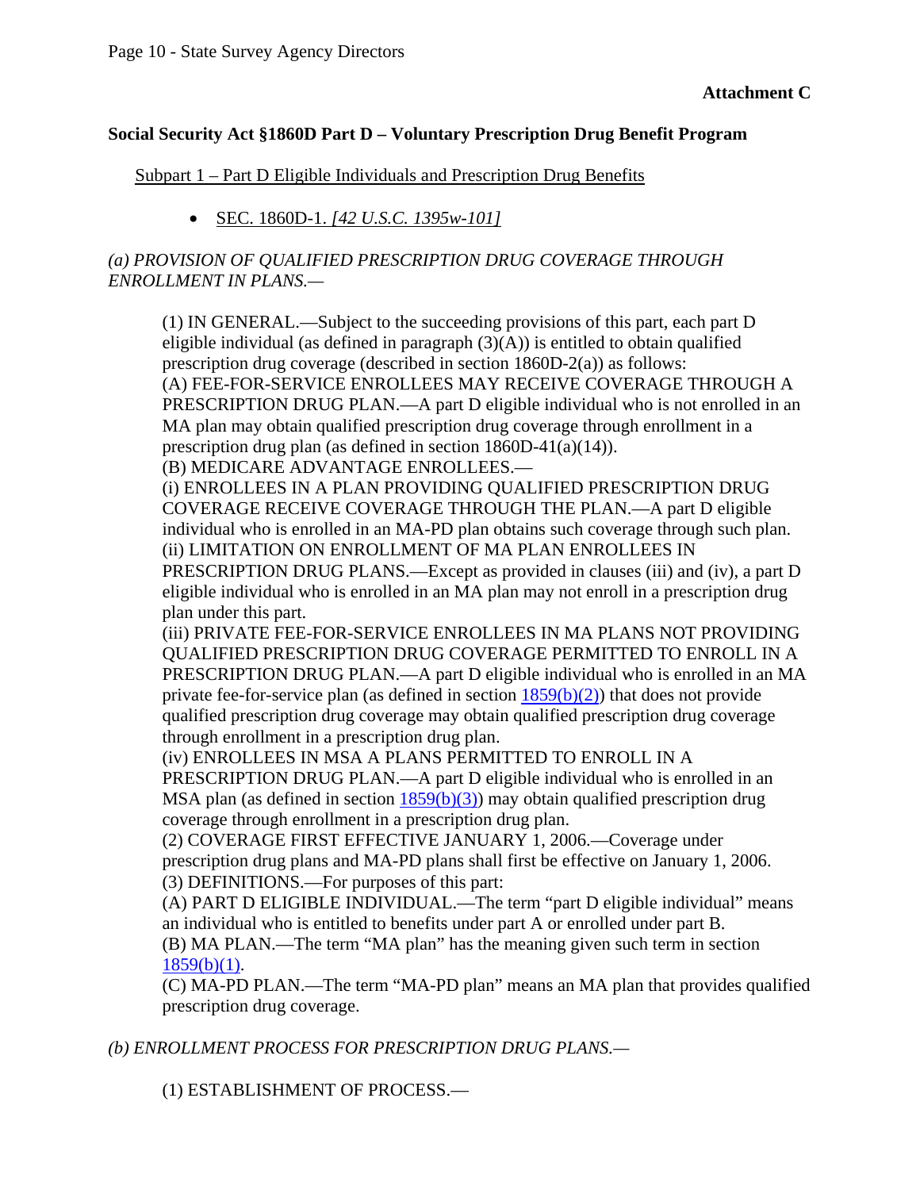**Attachment C**

**Social Security Act §1860D Part D – Voluntary Prescription Drug Benefit Program**

Subpart 1 – Part D Eligible Individuals and Prescription Drug Benefits

- SEC. 1860D-1. *[42 U.S.C. 1395w-101]*

*(a) PROVISION OF QUALIFIED PRESCRIPTION DRUG COVERAGE THROUGH ENROLLMENT IN PLANS.—*

(1) IN GENERAL.—Subject to the succeeding provisions of this part, each part D eligible individual (as defined in paragraph (3)(A)) is entitled to obtain qualified prescription drug coverage (described in section 1860D-2(a)) as follows:
(A) FEE-FOR-SERVICE ENROLLEES MAY RECEIVE COVERAGE THROUGH A PRESCRIPTION DRUG PLAN.—A part D eligible individual who is not enrolled in an MA plan may obtain qualified prescription drug coverage through enrollment in a prescription drug plan (as defined in section 1860D-41(a)(14)).
(B) MEDICARE ADVANTAGE ENROLLEES.—
(i) ENROLLEES IN A PLAN PROVIDING QUALIFIED PRESCRIPTION DRUG COVERAGE RECEIVE COVERAGE THROUGH THE PLAN.—A part D eligible individual who is enrolled in an MA-PD plan obtains such coverage through such plan.
(ii) LIMITATION ON ENROLLMENT OF MA PLAN ENROLLEES IN PRESCRIPTION DRUG PLANS.—Except as provided in clauses (iii) and (iv), a part D eligible individual who is enrolled in an MA plan may not enroll in a prescription drug plan under this part.
(iii) PRIVATE FEE-FOR-SERVICE ENROLLEES IN MA PLANS NOT PROVIDING QUALIFIED PRESCRIPTION DRUG COVERAGE PERMITTED TO ENROLL IN A PRESCRIPTION DRUG PLAN.—A part D eligible individual who is enrolled in an MA private fee-for-service plan (as defined in section 1859(b)(2)) that does not provide qualified prescription drug coverage may obtain qualified prescription drug coverage through enrollment in a prescription drug plan.
(iv) ENROLLEES IN MSA A PLANS PERMITTED TO ENROLL IN A PRESCRIPTION DRUG PLAN.—A part D eligible individual who is enrolled in an MSA plan (as defined in section 1859(b)(3)) may obtain qualified prescription drug coverage through enrollment in a prescription drug plan.
(2) COVERAGE FIRST EFFECTIVE JANUARY 1, 2006.—Coverage under prescription drug plans and MA-PD plans shall first be effective on January 1, 2006.
(3) DEFINITIONS.—For purposes of this part:
(A) PART D ELIGIBLE INDIVIDUAL.—The term "part D eligible individual" means an individual who is entitled to benefits under part A or enrolled under part B.
(B) MA PLAN.—The term "MA plan" has the meaning given such term in section 1859(b)(1).
(C) MA-PD PLAN.—The term "MA-PD plan" means an MA plan that provides qualified prescription drug coverage.

*(b) ENROLLMENT PROCESS FOR PRESCRIPTION DRUG PLANS.—*

(1) ESTABLISHMENT OF PROCESS.—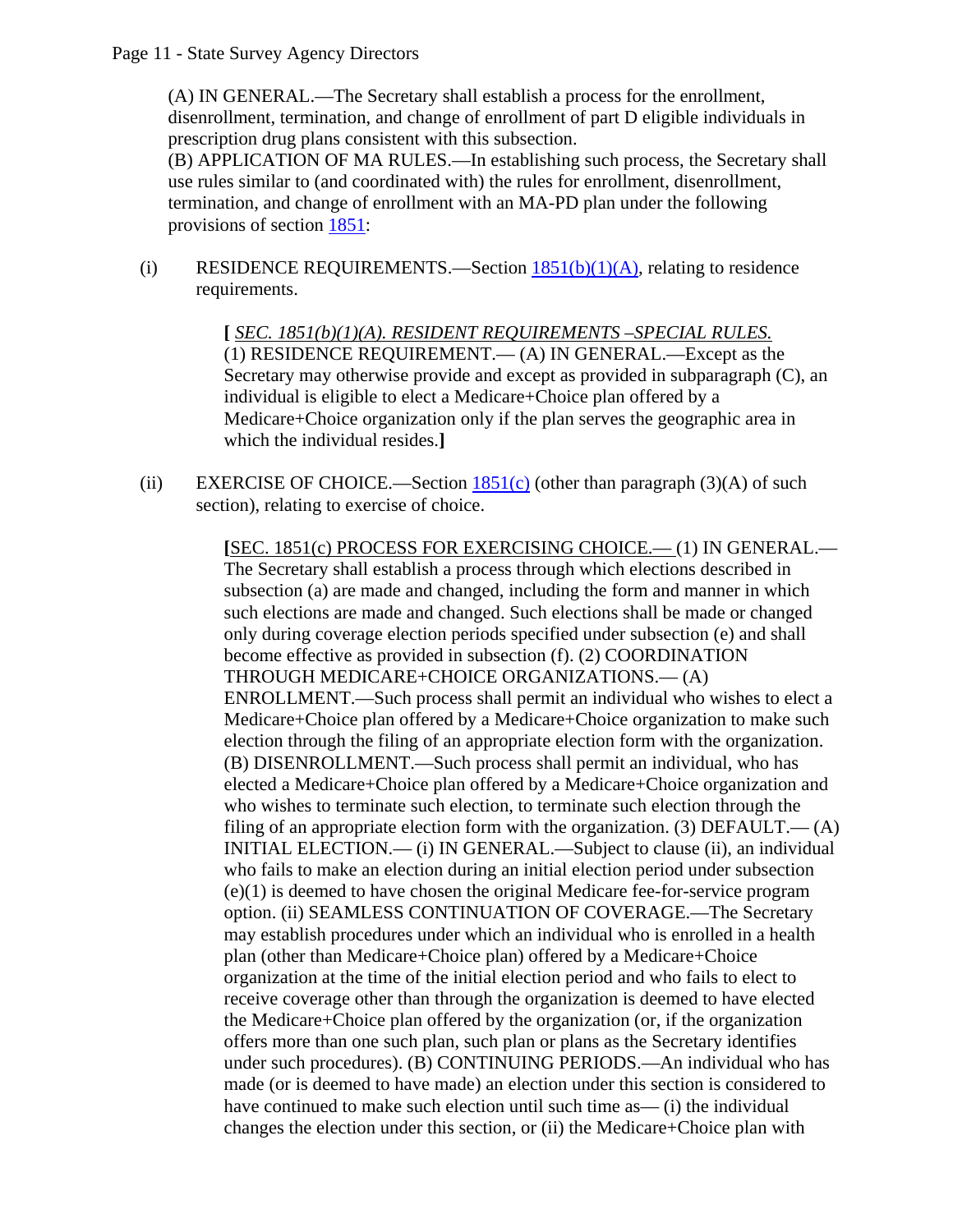(A) IN GENERAL.—The Secretary shall establish a process for the enrollment, disenrollment, termination, and change of enrollment of part D eligible individuals in prescription drug plans consistent with this subsection.
(B) APPLICATION OF MA RULES.—In establishing such process, the Secretary shall use rules similar to (and coordinated with) the rules for enrollment, disenrollment, termination, and change of enrollment with an MA-PD plan under the following provisions of section 1851:

(i) RESIDENCE REQUIREMENTS.—Section 1851(b)(1)(A), relating to residence requirements.

> **[** *SEC. 1851(b)(1)(A). RESIDENT REQUIREMENTS –SPECIAL RULES.*
> (1) RESIDENCE REQUIREMENT.— (A) IN GENERAL.—Except as the Secretary may otherwise provide and except as provided in subparagraph (C), an individual is eligible to elect a Medicare+Choice plan offered by a Medicare+Choice organization only if the plan serves the geographic area in which the individual resides.**]**

(ii) EXERCISE OF CHOICE.—Section 1851(c) (other than paragraph (3)(A) of such section), relating to exercise of choice.

> **[**SEC. 1851(c) PROCESS FOR EXERCISING CHOICE.— (1) IN GENERAL.—The Secretary shall establish a process through which elections described in subsection (a) are made and changed, including the form and manner in which such elections are made and changed. Such elections shall be made or changed only during coverage election periods specified under subsection (e) and shall become effective as provided in subsection (f). (2) COORDINATION THROUGH MEDICARE+CHOICE ORGANIZATIONS.— (A) ENROLLMENT.—Such process shall permit an individual who wishes to elect a Medicare+Choice plan offered by a Medicare+Choice organization to make such election through the filing of an appropriate election form with the organization. (B) DISENROLLMENT.—Such process shall permit an individual, who has elected a Medicare+Choice plan offered by a Medicare+Choice organization and who wishes to terminate such election, to terminate such election through the filing of an appropriate election form with the organization. (3) DEFAULT.— (A) INITIAL ELECTION.— (i) IN GENERAL.—Subject to clause (ii), an individual who fails to make an election during an initial election period under subsection (e)(1) is deemed to have chosen the original Medicare fee-for-service program option. (ii) SEAMLESS CONTINUATION OF COVERAGE.—The Secretary may establish procedures under which an individual who is enrolled in a health plan (other than Medicare+Choice plan) offered by a Medicare+Choice organization at the time of the initial election period and who fails to elect to receive coverage other than through the organization is deemed to have elected the Medicare+Choice plan offered by the organization (or, if the organization offers more than one such plan, such plan or plans as the Secretary identifies under such procedures). (B) CONTINUING PERIODS.—An individual who has made (or is deemed to have made) an election under this section is considered to have continued to make such election until such time as— (i) the individual changes the election under this section, or (ii) the Medicare+Choice plan with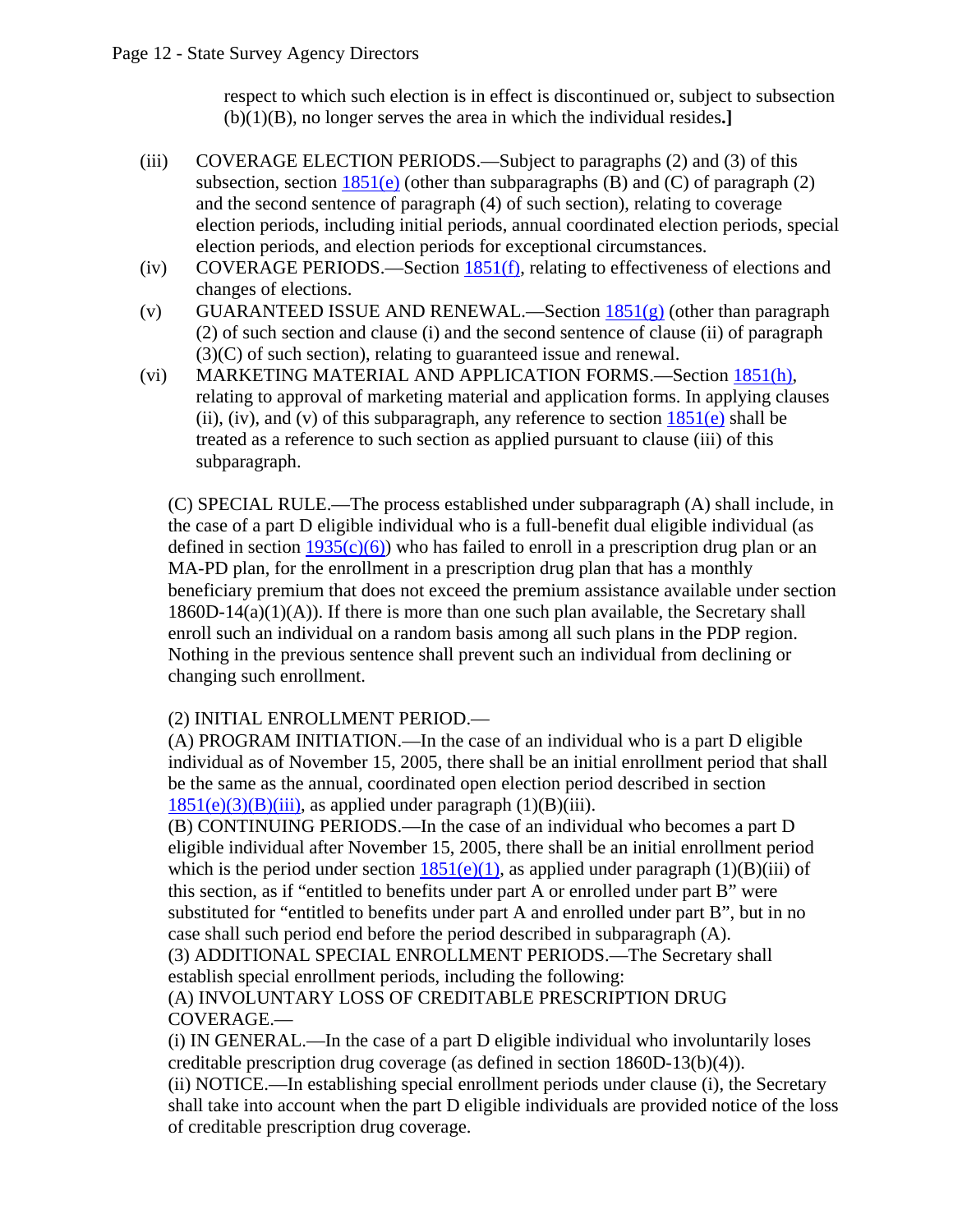respect to which such election is in effect is discontinued or, subject to subsection (b)(1)(B), no longer serves the area in which the individual resides.**]**

(iii) COVERAGE ELECTION PERIODS.—Subject to paragraphs (2) and (3) of this subsection, section 1851(e) (other than subparagraphs (B) and (C) of paragraph (2) and the second sentence of paragraph (4) of such section), relating to coverage election periods, including initial periods, annual coordinated election periods, special election periods, and election periods for exceptional circumstances.

(iv) COVERAGE PERIODS.—Section 1851(f), relating to effectiveness of elections and changes of elections.

(v) GUARANTEED ISSUE AND RENEWAL.—Section 1851(g) (other than paragraph (2) of such section and clause (i) and the second sentence of clause (ii) of paragraph (3)(C) of such section), relating to guaranteed issue and renewal.

(vi) MARKETING MATERIAL AND APPLICATION FORMS.—Section 1851(h), relating to approval of marketing material and application forms. In applying clauses (ii), (iv), and (v) of this subparagraph, any reference to section 1851(e) shall be treated as a reference to such section as applied pursuant to clause (iii) of this subparagraph.

(C) SPECIAL RULE.—The process established under subparagraph (A) shall include, in the case of a part D eligible individual who is a full-benefit dual eligible individual (as defined in section 1935(c)(6)) who has failed to enroll in a prescription drug plan or an MA-PD plan, for the enrollment in a prescription drug plan that has a monthly beneficiary premium that does not exceed the premium assistance available under section 1860D-14(a)(1)(A)). If there is more than one such plan available, the Secretary shall enroll such an individual on a random basis among all such plans in the PDP region. Nothing in the previous sentence shall prevent such an individual from declining or changing such enrollment.

(2) INITIAL ENROLLMENT PERIOD.—
(A) PROGRAM INITIATION.—In the case of an individual who is a part D eligible individual as of November 15, 2005, there shall be an initial enrollment period that shall be the same as the annual, coordinated open election period described in section 1851(e)(3)(B)(iii), as applied under paragraph (1)(B)(iii).
(B) CONTINUING PERIODS.—In the case of an individual who becomes a part D eligible individual after November 15, 2005, there shall be an initial enrollment period which is the period under section 1851(e)(1), as applied under paragraph (1)(B)(iii) of this section, as if "entitled to benefits under part A or enrolled under part B" were substituted for "entitled to benefits under part A and enrolled under part B", but in no case shall such period end before the period described in subparagraph (A).
(3) ADDITIONAL SPECIAL ENROLLMENT PERIODS.—The Secretary shall establish special enrollment periods, including the following:
(A) INVOLUNTARY LOSS OF CREDITABLE PRESCRIPTION DRUG COVERAGE.—
(i) IN GENERAL.—In the case of a part D eligible individual who involuntarily loses creditable prescription drug coverage (as defined in section 1860D-13(b)(4)).
(ii) NOTICE.—In establishing special enrollment periods under clause (i), the Secretary shall take into account when the part D eligible individuals are provided notice of the loss of creditable prescription drug coverage.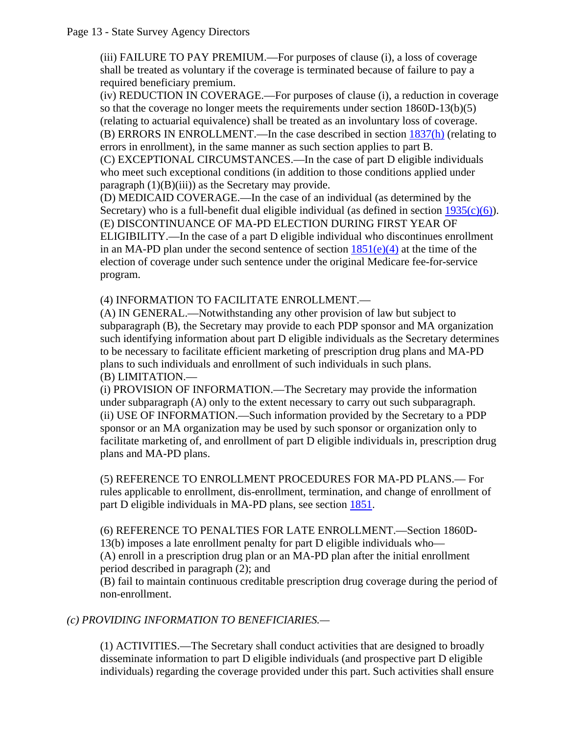(iii) FAILURE TO PAY PREMIUM.—For purposes of clause (i), a loss of coverage shall be treated as voluntary if the coverage is terminated because of failure to pay a required beneficiary premium.
(iv) REDUCTION IN COVERAGE.—For purposes of clause (i), a reduction in coverage so that the coverage no longer meets the requirements under section 1860D-13(b)(5) (relating to actuarial equivalence) shall be treated as an involuntary loss of coverage.
(B) ERRORS IN ENROLLMENT.—In the case described in section 1837(h) (relating to errors in enrollment), in the same manner as such section applies to part B.
(C) EXCEPTIONAL CIRCUMSTANCES.—In the case of part D eligible individuals who meet such exceptional conditions (in addition to those conditions applied under paragraph (1)(B)(iii)) as the Secretary may provide.
(D) MEDICAID COVERAGE.—In the case of an individual (as determined by the Secretary) who is a full-benefit dual eligible individual (as defined in section 1935(c)(6)).
(E) DISCONTINUANCE OF MA-PD ELECTION DURING FIRST YEAR OF ELIGIBILITY.—In the case of a part D eligible individual who discontinues enrollment in an MA-PD plan under the second sentence of section 1851(e)(4) at the time of the election of coverage under such sentence under the original Medicare fee-for-service program.

(4) INFORMATION TO FACILITATE ENROLLMENT.—
(A) IN GENERAL.—Notwithstanding any other provision of law but subject to subparagraph (B), the Secretary may provide to each PDP sponsor and MA organization such identifying information about part D eligible individuals as the Secretary determines to be necessary to facilitate efficient marketing of prescription drug plans and MA-PD plans to such individuals and enrollment of such individuals in such plans.
(B) LIMITATION.—
(i) PROVISION OF INFORMATION.—The Secretary may provide the information under subparagraph (A) only to the extent necessary to carry out such subparagraph.
(ii) USE OF INFORMATION.—Such information provided by the Secretary to a PDP sponsor or an MA organization may be used by such sponsor or organization only to facilitate marketing of, and enrollment of part D eligible individuals in, prescription drug plans and MA-PD plans.

(5) REFERENCE TO ENROLLMENT PROCEDURES FOR MA-PD PLANS.— For rules applicable to enrollment, dis-enrollment, termination, and change of enrollment of part D eligible individuals in MA-PD plans, see section 1851.

(6) REFERENCE TO PENALTIES FOR LATE ENROLLMENT.—Section 1860D-13(b) imposes a late enrollment penalty for part D eligible individuals who—
(A) enroll in a prescription drug plan or an MA-PD plan after the initial enrollment period described in paragraph (2); and
(B) fail to maintain continuous creditable prescription drug coverage during the period of non-enrollment.

*(c) PROVIDING INFORMATION TO BENEFICIARIES.—*

(1) ACTIVITIES.—The Secretary shall conduct activities that are designed to broadly disseminate information to part D eligible individuals (and prospective part D eligible individuals) regarding the coverage provided under this part. Such activities shall ensure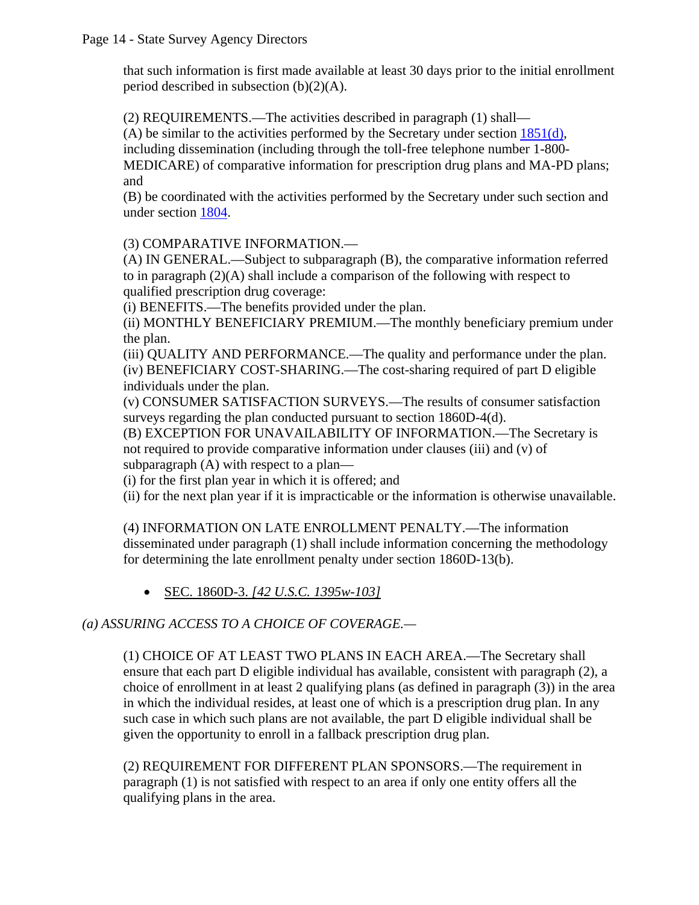that such information is first made available at least 30 days prior to the initial enrollment period described in subsection (b)(2)(A).

(2) REQUIREMENTS.—The activities described in paragraph (1) shall—
(A) be similar to the activities performed by the Secretary under section 1851(d), including dissemination (including through the toll-free telephone number 1-800-MEDICARE) of comparative information for prescription drug plans and MA-PD plans; and
(B) be coordinated with the activities performed by the Secretary under such section and under section 1804.

(3) COMPARATIVE INFORMATION.—
(A) IN GENERAL.—Subject to subparagraph (B), the comparative information referred to in paragraph (2)(A) shall include a comparison of the following with respect to qualified prescription drug coverage:
(i) BENEFITS.—The benefits provided under the plan.
(ii) MONTHLY BENEFICIARY PREMIUM.—The monthly beneficiary premium under the plan.
(iii) QUALITY AND PERFORMANCE.—The quality and performance under the plan.
(iv) BENEFICIARY COST-SHARING.—The cost-sharing required of part D eligible individuals under the plan.
(v) CONSUMER SATISFACTION SURVEYS.—The results of consumer satisfaction surveys regarding the plan conducted pursuant to section 1860D-4(d).
(B) EXCEPTION FOR UNAVAILABILITY OF INFORMATION.—The Secretary is not required to provide comparative information under clauses (iii) and (v) of subparagraph (A) with respect to a plan—
(i) for the first plan year in which it is offered; and
(ii) for the next plan year if it is impracticable or the information is otherwise unavailable.

(4) INFORMATION ON LATE ENROLLMENT PENALTY.—The information disseminated under paragraph (1) shall include information concerning the methodology for determining the late enrollment penalty under section 1860D-13(b).

- SEC. 1860D-3. *[42 U.S.C. 1395w-103]*

*(a) ASSURING ACCESS TO A CHOICE OF COVERAGE.—*

(1) CHOICE OF AT LEAST TWO PLANS IN EACH AREA.—The Secretary shall ensure that each part D eligible individual has available, consistent with paragraph (2), a choice of enrollment in at least 2 qualifying plans (as defined in paragraph (3)) in the area in which the individual resides, at least one of which is a prescription drug plan. In any such case in which such plans are not available, the part D eligible individual shall be given the opportunity to enroll in a fallback prescription drug plan.

(2) REQUIREMENT FOR DIFFERENT PLAN SPONSORS.—The requirement in paragraph (1) is not satisfied with respect to an area if only one entity offers all the qualifying plans in the area.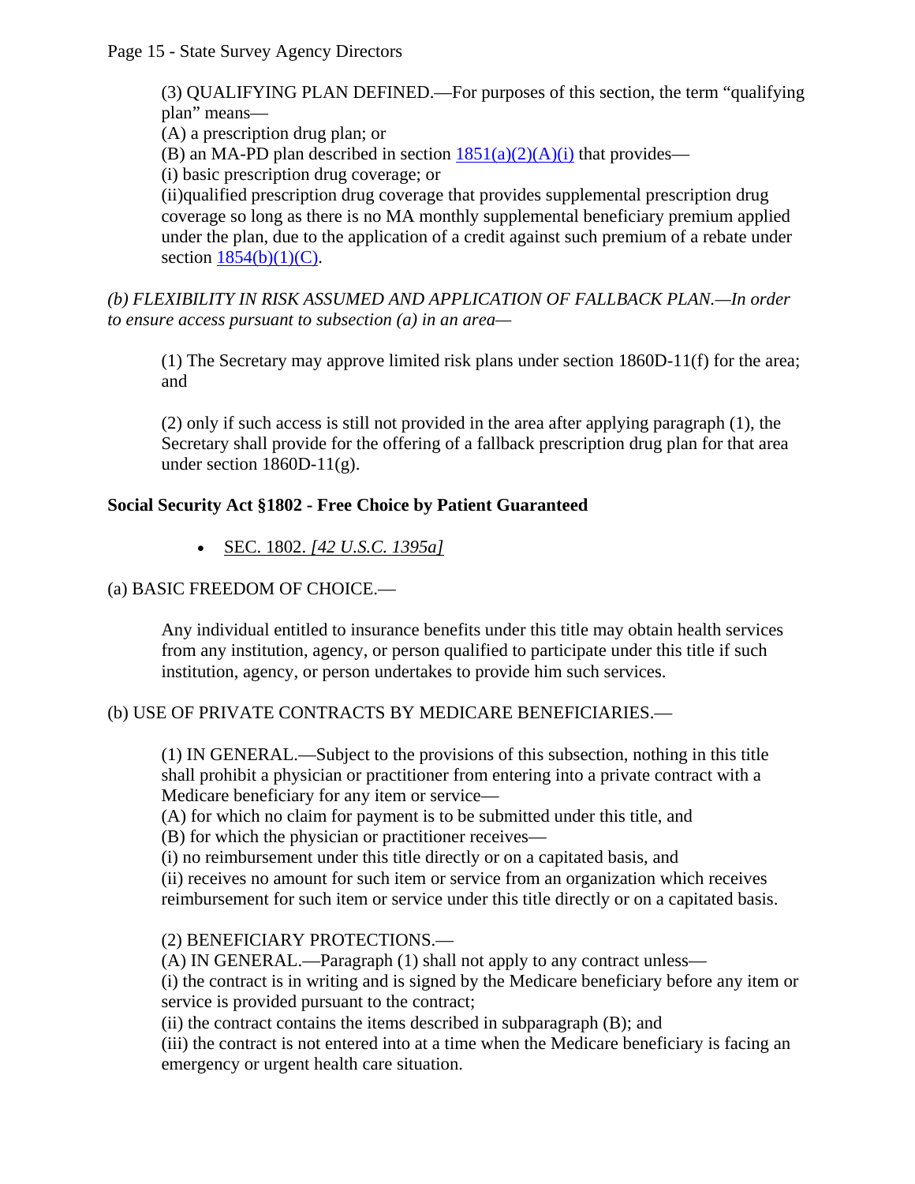(3) QUALIFYING PLAN DEFINED.—For purposes of this section, the term "qualifying plan" means—
(A) a prescription drug plan; or
(B) an MA-PD plan described in section 1851(a)(2)(A)(i) that provides—
(i) basic prescription drug coverage; or
(ii)qualified prescription drug coverage that provides supplemental prescription drug coverage so long as there is no MA monthly supplemental beneficiary premium applied under the plan, due to the application of a credit against such premium of a rebate under section 1854(b)(1)(C).

*(b) FLEXIBILITY IN RISK ASSUMED AND APPLICATION OF FALLBACK PLAN.—In order to ensure access pursuant to subsection (a) in an area—*

(1) The Secretary may approve limited risk plans under section 1860D-11(f) for the area; and

(2) only if such access is still not provided in the area after applying paragraph (1), the Secretary shall provide for the offering of a fallback prescription drug plan for that area under section 1860D-11(g).

**Social Security Act §1802 - Free Choice by Patient Guaranteed**

- SEC. 1802. *[42 U.S.C. 1395a]*

(a) BASIC FREEDOM OF CHOICE.—

Any individual entitled to insurance benefits under this title may obtain health services from any institution, agency, or person qualified to participate under this title if such institution, agency, or person undertakes to provide him such services.

(b) USE OF PRIVATE CONTRACTS BY MEDICARE BENEFICIARIES.—

(1) IN GENERAL.—Subject to the provisions of this subsection, nothing in this title shall prohibit a physician or practitioner from entering into a private contract with a Medicare beneficiary for any item or service—
(A) for which no claim for payment is to be submitted under this title, and
(B) for which the physician or practitioner receives—
(i) no reimbursement under this title directly or on a capitated basis, and
(ii) receives no amount for such item or service from an organization which receives reimbursement for such item or service under this title directly or on a capitated basis.

(2) BENEFICIARY PROTECTIONS.—
(A) IN GENERAL.—Paragraph (1) shall not apply to any contract unless—
(i) the contract is in writing and is signed by the Medicare beneficiary before any item or service is provided pursuant to the contract;
(ii) the contract contains the items described in subparagraph (B); and
(iii) the contract is not entered into at a time when the Medicare beneficiary is facing an emergency or urgent health care situation.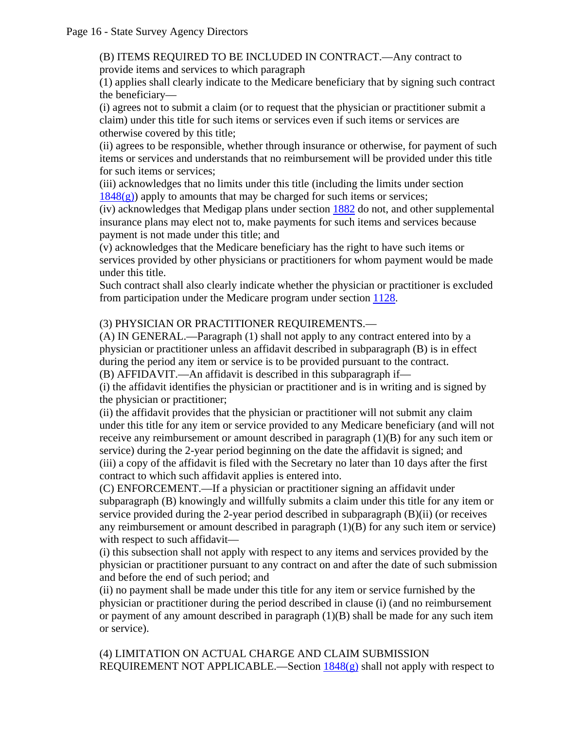(B) ITEMS REQUIRED TO BE INCLUDED IN CONTRACT.—Any contract to provide items and services to which paragraph
(1) applies shall clearly indicate to the Medicare beneficiary that by signing such contract the beneficiary—
(i) agrees not to submit a claim (or to request that the physician or practitioner submit a claim) under this title for such items or services even if such items or services are otherwise covered by this title;
(ii) agrees to be responsible, whether through insurance or otherwise, for payment of such items or services and understands that no reimbursement will be provided under this title for such items or services;
(iii) acknowledges that no limits under this title (including the limits under section 1848(g)) apply to amounts that may be charged for such items or services;
(iv) acknowledges that Medigap plans under section 1882 do not, and other supplemental insurance plans may elect not to, make payments for such items and services because payment is not made under this title; and
(v) acknowledges that the Medicare beneficiary has the right to have such items or services provided by other physicians or practitioners for whom payment would be made under this title.
Such contract shall also clearly indicate whether the physician or practitioner is excluded from participation under the Medicare program under section 1128.

(3) PHYSICIAN OR PRACTITIONER REQUIREMENTS.—
(A) IN GENERAL.—Paragraph (1) shall not apply to any contract entered into by a physician or practitioner unless an affidavit described in subparagraph (B) is in effect during the period any item or service is to be provided pursuant to the contract.
(B) AFFIDAVIT.—An affidavit is described in this subparagraph if—
(i) the affidavit identifies the physician or practitioner and is in writing and is signed by the physician or practitioner;
(ii) the affidavit provides that the physician or practitioner will not submit any claim under this title for any item or service provided to any Medicare beneficiary (and will not receive any reimbursement or amount described in paragraph (1)(B) for any such item or service) during the 2-year period beginning on the date the affidavit is signed; and
(iii) a copy of the affidavit is filed with the Secretary no later than 10 days after the first contract to which such affidavit applies is entered into.
(C) ENFORCEMENT.—If a physician or practitioner signing an affidavit under subparagraph (B) knowingly and willfully submits a claim under this title for any item or service provided during the 2-year period described in subparagraph (B)(ii) (or receives any reimbursement or amount described in paragraph (1)(B) for any such item or service) with respect to such affidavit—
(i) this subsection shall not apply with respect to any items and services provided by the physician or practitioner pursuant to any contract on and after the date of such submission and before the end of such period; and
(ii) no payment shall be made under this title for any item or service furnished by the physician or practitioner during the period described in clause (i) (and no reimbursement or payment of any amount described in paragraph (1)(B) shall be made for any such item or service).

(4) LIMITATION ON ACTUAL CHARGE AND CLAIM SUBMISSION REQUIREMENT NOT APPLICABLE.—Section 1848(g) shall not apply with respect to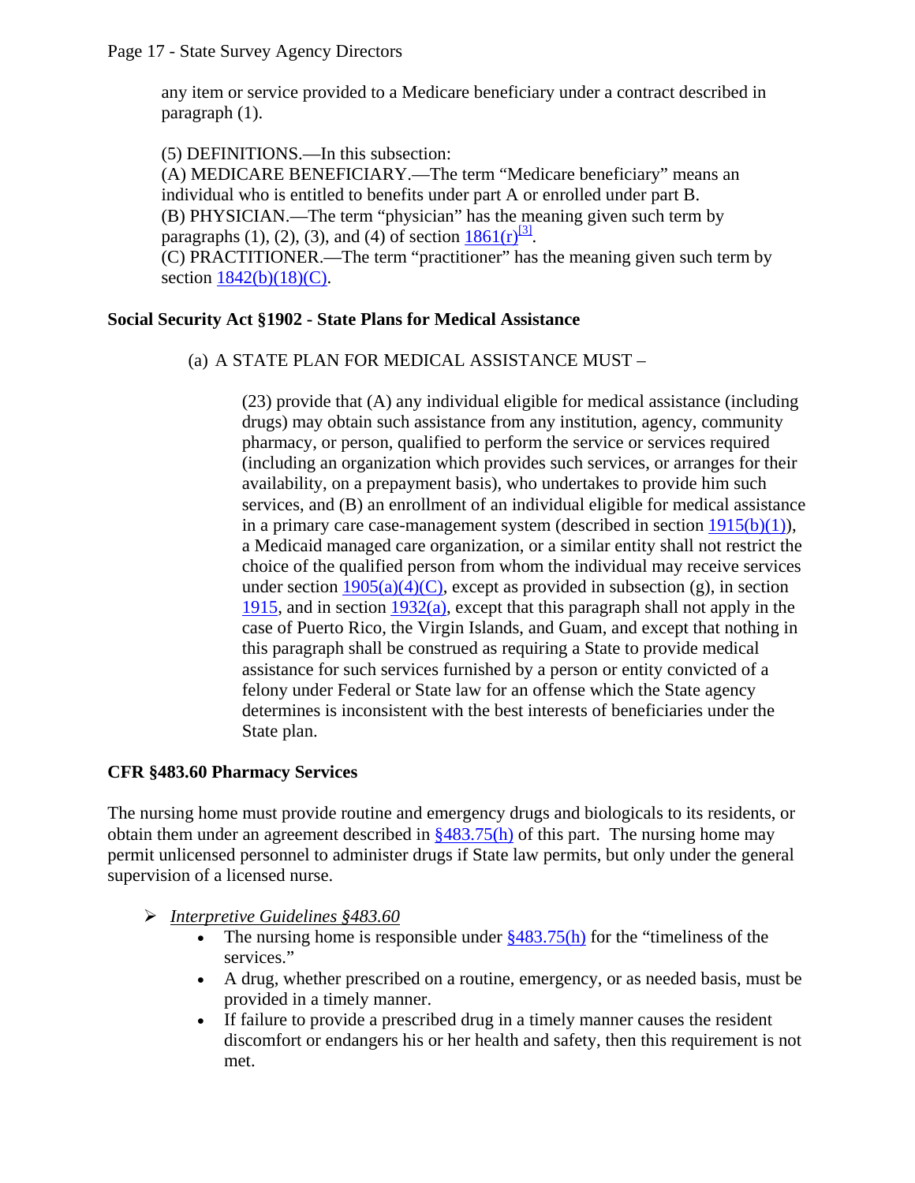any item or service provided to a Medicare beneficiary under a contract described in paragraph (1).

(5) DEFINITIONS.—In this subsection:
(A) MEDICARE BENEFICIARY.—The term "Medicare beneficiary" means an individual who is entitled to benefits under part A or enrolled under part B.
(B) PHYSICIAN.—The term "physician" has the meaning given such term by paragraphs (1), (2), (3), and (4) of section 1861(r)[3].
(C) PRACTITIONER.—The term "practitioner" has the meaning given such term by section 1842(b)(18)(C).

**Social Security Act §1902 - State Plans for Medical Assistance**

(a) A STATE PLAN FOR MEDICAL ASSISTANCE MUST –

(23) provide that (A) any individual eligible for medical assistance (including drugs) may obtain such assistance from any institution, agency, community pharmacy, or person, qualified to perform the service or services required (including an organization which provides such services, or arranges for their availability, on a prepayment basis), who undertakes to provide him such services, and (B) an enrollment of an individual eligible for medical assistance in a primary care case-management system (described in section 1915(b)(1)), a Medicaid managed care organization, or a similar entity shall not restrict the choice of the qualified person from whom the individual may receive services under section 1905(a)(4)(C), except as provided in subsection (g), in section 1915, and in section 1932(a), except that this paragraph shall not apply in the case of Puerto Rico, the Virgin Islands, and Guam, and except that nothing in this paragraph shall be construed as requiring a State to provide medical assistance for such services furnished by a person or entity convicted of a felony under Federal or State law for an offense which the State agency determines is inconsistent with the best interests of beneficiaries under the State plan.

**CFR §483.60 Pharmacy Services**

The nursing home must provide routine and emergency drugs and biologicals to its residents, or obtain them under an agreement described in §483.75(h) of this part. The nursing home may permit unlicensed personnel to administer drugs if State law permits, but only under the general supervision of a licensed nurse.

- *Interpretive Guidelines §483.60*
  - The nursing home is responsible under §483.75(h) for the "timeliness of the services."
  - A drug, whether prescribed on a routine, emergency, or as needed basis, must be provided in a timely manner.
  - If failure to provide a prescribed drug in a timely manner causes the resident discomfort or endangers his or her health and safety, then this requirement is not met.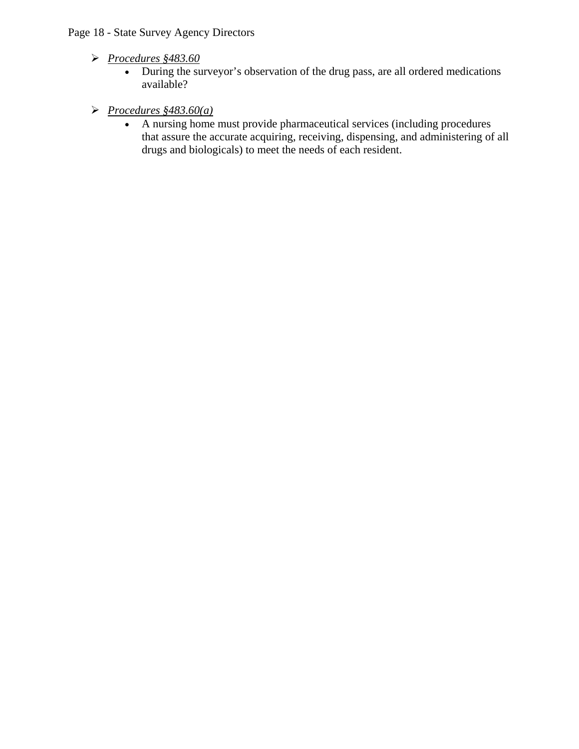- *Procedures §483.60*
    - During the surveyor's observation of the drug pass, are all ordered medications available?

- *Procedures §483.60(a)*
    - A nursing home must provide pharmaceutical services (including procedures that assure the accurate acquiring, receiving, dispensing, and administering of all drugs and biologicals) to meet the needs of each resident.